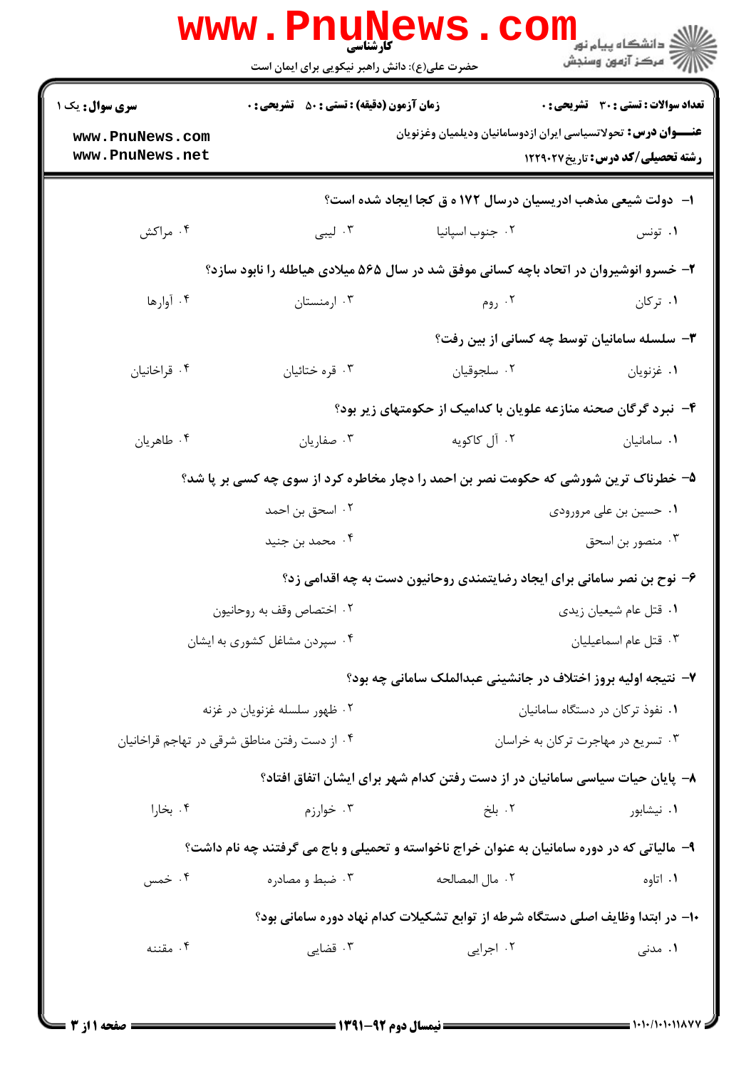کارشناسی

حضرت علی(ع): دانش راهبر نیکویی برای ایمان است

**سری سوال:** یک ۱

**زمان آزمون (دقیقه) : تستی : ۵۰ تشریحی : ۰**

**تعداد سوالات : تستی : ۳۰ تشریحی : ۰**

**عنـــوان درس:** تحولاتسیاسی ایران ازدوسامانیان ودیلمیان وغزنویان

**رشته تحصیلی/کد درس:** تاریخ ۱۲۲۹۰۲۷

**۱- دولت شیعی مذهب ادریسیان درسال ۱۷۲ ه ق کجا ایجاد شده است؟**

۱. تونس
۲. جنوب اسپانیا
۳. لیبی
۴. مراکش

**۲- خسرو انوشیروان در اتحاد باچه کسانی موفق شد در سال ۵۶۵ میلادی هیاطله را نابود سازد؟**

۱. ترکان
۲. روم
۳. ارمنستان
۴. آوارها

**۳- سلسله سامانیان توسط چه کسانی از بین رفت؟**

۱. غزنویان
۲. سلجوقیان
۳. قره ختائیان
۴. قراخانیان

**۴- نبرد گرگان صحنه منازعه علویان با کدامیک از حکومتهای زیر بود؟**

۱. سامانیان
۲. آل کاکویه
۳. صفاریان
۴. طاهریان

**۵- خطرناک ترین شورشی که حکومت نصر بن احمد را دچار مخاطره کرد از سوی چه کسی بر پا شد؟**

۱. حسین بن علی مرورودی
۲. اسحق بن احمد
۳. منصور بن اسحق
۴. محمد بن جنید

**۶- نوح بن نصر سامانی برای ایجاد رضایتمندی روحانیون دست به چه اقدامی زد؟**

۱. قتل عام شیعیان زیدی
۲. اختصاص وقف به روحانیون
۳. قتل عام اسماعیلیان
۴. سپردن مشاغل کشوری به ایشان

**۷- نتیجه اولیه بروز اختلاف در جانشینی عبدالملک سامانی چه بود؟**

۱. نفوذ ترکان در دستگاه سامانیان
۲. ظهور سلسله غزنویان در غزنه
۳. تسریع در مهاجرت ترکان به خراسان
۴. از دست رفتن مناطق شرقی در تهاجم قراخانیان

**۸- پایان حیات سیاسی سامانیان در از دست رفتن کدام شهر برای ایشان اتفاق افتاد؟**

۱. نیشابور
۲. بلخ
۳. خوارزم
۴. بخارا

**۹- مالیاتی که در دوره سامانیان به عنوان خراج ناخواسته و تحمیلی و باج می گرفتند چه نام داشت؟**

۱. اتاوه
۲. مال المصالحه
۳. ضبط و مصادره
۴. خمس

**۱۰- در ابتدا وظایف اصلی دستگاه شرطه از توابع تشکیلات کدام نهاد دوره سامانی بود؟**

۱. مدنی
۲. اجرایی
۳. قضایی
۴. مقننه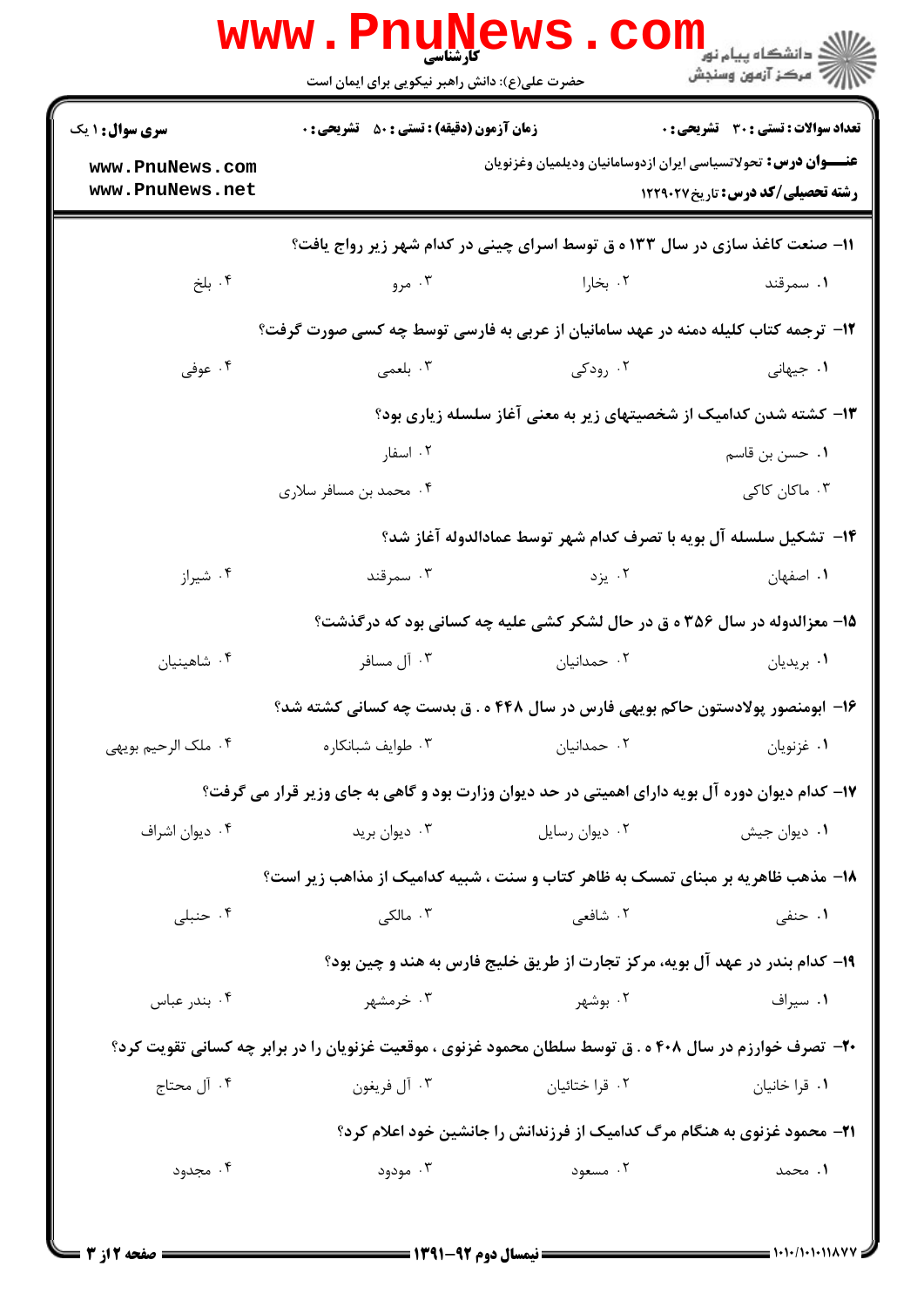**سری سوال:** ۱ یک | **زمان آزمون (دقیقه) : تستی :** ۵۰ **تشریحی :** ۰ | **تعداد سوالات : تستی :** ۳۰ **تشریحی :** ۰

**عنــــوان درس:** تحولاتسیاسی ایران ازدوسامانیان ودیلمیان وغزنویان

**رشته تحصیلی/کد درس:** تاریخ۱۲۲۹۰۲۷

۱۱- صنعت کاغذ سازی در سال ۱۳۳ ه ق توسط اسرای چینی در کدام شهر زیر رواج یافت؟

۱. سمرقند ۲. بخارا ۳. مرو ۴. بلخ

۱۲- ترجمه کتاب کلیله دمنه در عهد سامانیان از عربی به فارسی توسط چه کسی صورت گرفت؟

۱. جیهانی ۲. رودکی ۳. بلعمی ۴. عوفی

۱۳- کشته شدن کدامیک از شخصیتهای زیر به معنی آغاز سلسله زیاری بود؟

۱. حسن بن قاسم ۲. اسفار ۳. ماکان کاکی ۴. محمد بن مسافر سلاری

۱۴- تشکیل سلسله آل بویه با تصرف کدام شهر توسط عمادالدوله آغاز شد؟

۱. اصفهان ۲. یزد ۳. سمرقند ۴. شیراز

۱۵- معزالدوله در سال ۳۵۶ ه ق در حال لشکر کشی علیه چه کسانی بود که درگذشت؟

۱. بریدیان ۲. حمدانیان ۳. آل مسافر ۴. شاهینیان

۱۶- ابومنصور پولادستون حاکم بویهی فارس در سال ۴۴۸ ه . ق بدست چه کسانی کشته شد؟

۱. غزنویان ۲. حمدانیان ۳. طوایف شبانکاره ۴. ملک الرحیم بویهی

۱۷- کدام دیوان دوره آل بویه دارای اهمیتی در حد دیوان وزارت بود و گاهی به جای وزیر قرار می گرفت؟

۱. دیوان جیش ۲. دیوان رسایل ۳. دیوان برید ۴. دیوان اشراف

۱۸- مذهب ظاهریه بر مبنای تمسک به ظاهر کتاب و سنت ، شبیه کدامیک از مذاهب زیر است؟

۱. حنفی ۲. شافعی ۳. مالکی ۴. حنبلی

۱۹- کدام بندر در عهد آل بویه، مرکز تجارت از طریق خلیج فارس به هند و چین بود؟

۱. سیراف ۲. بوشهر ۳. خرمشهر ۴. بندر عباس

۲۰- تصرف خوارزم در سال ۴۰۸ ه . ق توسط سلطان محمود غزنوی ، موقعیت غزنویان را در برابر چه کسانی تقویت کرد؟

۱. قرا خانیان ۲. قرا ختائیان ۳. آل فریغون ۴. آل محتاج

۲۱- محمود غزنوی به هنگام مرگ کدامیک از فرزندانش را جانشین خود اعلام کرد؟

۱. محمد ۲. مسعود ۳. مودود ۴. مجدود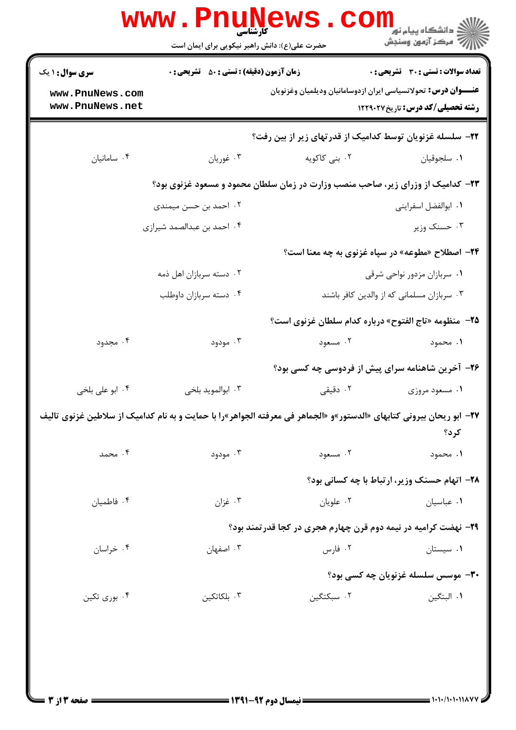۲۲- سلسله غزنویان توسط کدامیک از قدرتهای زیر از بین رفت؟

۱. سلجوقیان ۲. بنی کاکویه ۳. غوریان ۴. سامانیان

۲۳- کدامیک از وزرای زیر، صاحب منصب وزارت در زمان سلطان محمود و مسعود غزنوی بود؟

۱. ابوالفضل اسفراینی
۲. احمد بن حسن میمندی
۳. حسنک وزیر
۴. احمد بن عبدالصمد شیرازی

۲۴- اصطلاح «مطوعه» در سپاه غزنوی به چه معنا است؟

۱. سربازان مزدور نواحی شرقی
۲. دسته سربازان اهل ذمه
۳. سربازان مسلمانی که از والدین کافر باشند
۴. دسته سربازان داوطلب

۲۵- منظومه «تاج الفتوح» درباره کدام سلطان غزنوی است؟

۱. محمود ۲. مسعود ۳. مودود ۴. مجدود

۲۶- آخرین شاهنامه سرای پیش از فردوسی چه کسی بود؟

۱. مسعود مروزی ۲. دقیقی ۳. ابوالموید بلخی ۴. ابو علی بلخی

۲۷- ابو ریحان بیرونی کتابهای «الدستور»و «الجماهر فی معرفته الجواهر»را با حمایت و به نام کدامیک از سلاطین غزنوی تالیف کرد؟

۱. محمود ۲. مسعود ۳. مودود ۴. محمد

۲۸- اتهام حسنک وزیر، ارتباط با چه کسانی بود؟

۱. عباسیان ۲. علویان ۳. غزان ۴. فاطمیان

۲۹- نهضت کرامیه در نیمه دوم قرن چهارم هجری در کجا قدرتمند بود؟

۱. سیستان ۲. فارس ۳. اصفهان ۴. خراسان

۳۰- موسس سلسله غزنویان چه کسی بود؟

۱. البتگین ۲. سبکتگین ۳. بلکاتکین ۴. بوری تکین